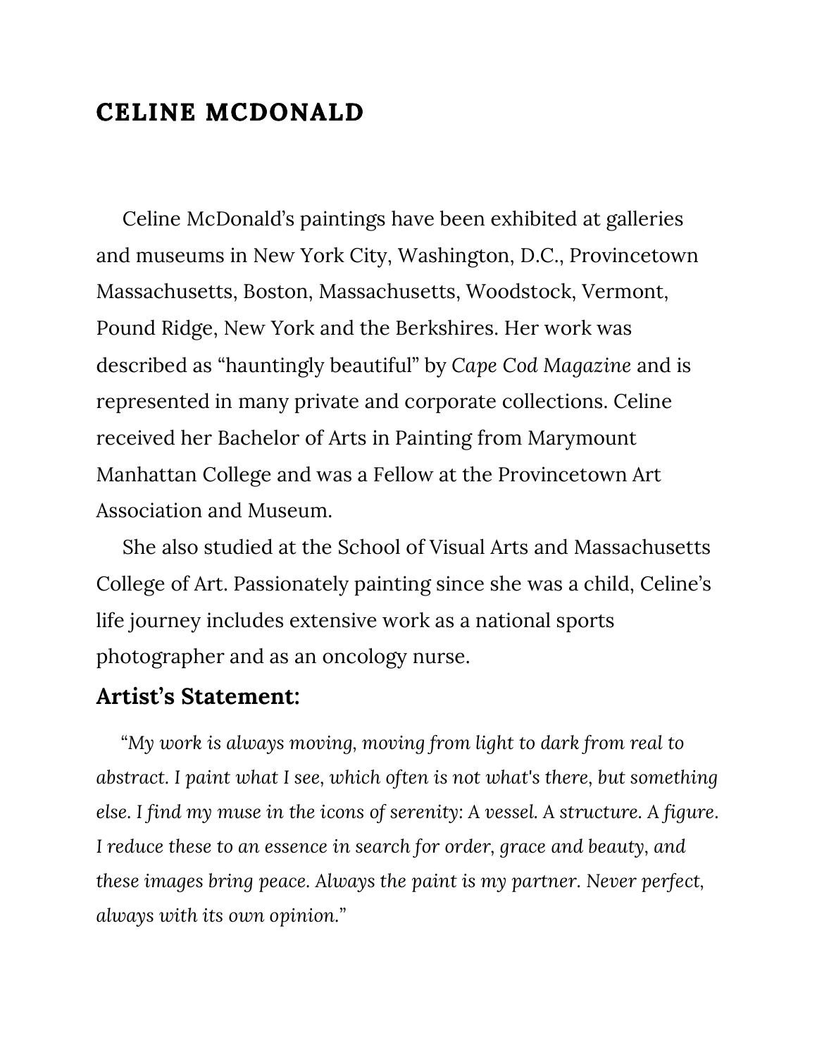# CELINE MCDONALD

Celine McDonald's paintings have been exhibited at galleries and museums in New York City, Washington, D.C., Provincetown Massachusetts, Boston, Massachusetts, Woodstock, Vermont, Pound Ridge, New York and the Berkshires. Her work was described as "hauntingly beautiful" by *Cape Cod Magazine* and is represented in many private and corporate collections. Celine received her Bachelor of Arts in Painting from Marymount Manhattan College and was a Fellow at the Provincetown Art Association and Museum.

She also studied at the School of Visual Arts and Massachusetts College of Art. Passionately painting since she was a child, Celine's life journey includes extensive work as a national sports photographer and as an oncology nurse.

## Artist's Statement:

*"My work is always moving, moving from light to dark from real to abstract. I paint what I see, which often is not what's there, but something else. I find my muse in the icons of serenity: A vessel. A structure. A figure. I reduce these to an essence in search for order, grace and beauty, and these images bring peace. Always the paint is my partner. Never perfect, always with its own opinion."*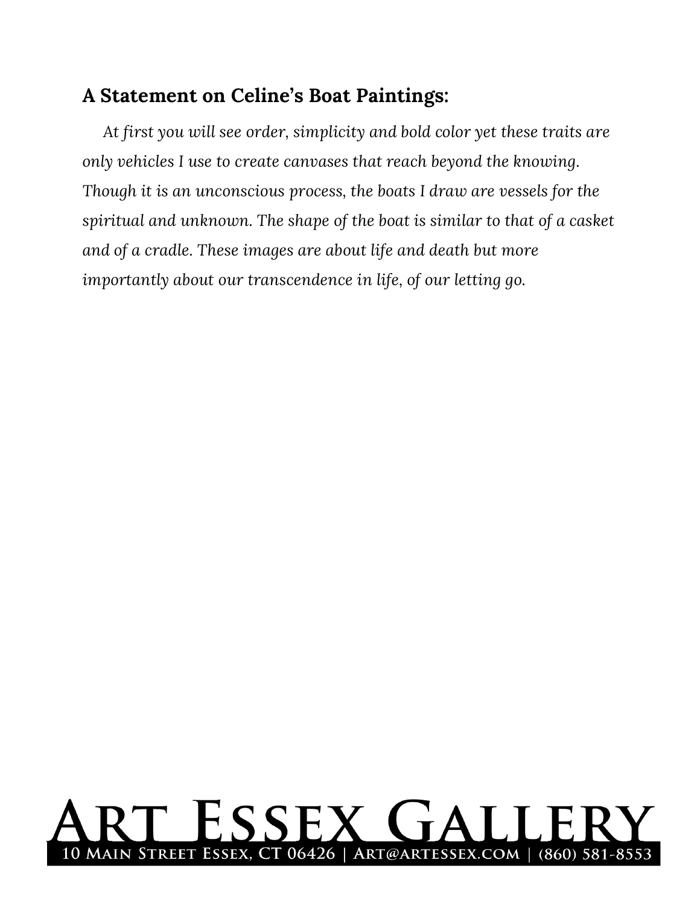### A Statement on Celine's Boat Paintings:

*At first you will see order, simplicity and bold color yet these traits are only vehicles I use to create canvases that reach beyond the knowing. Though it is an unconscious process, the boats I draw are vessels for the spiritual and unknown. The shape of the boat is similar to that of a casket and of a cradle. These images are about life and death but more importantly about our transcendence in life, of our letting go.*